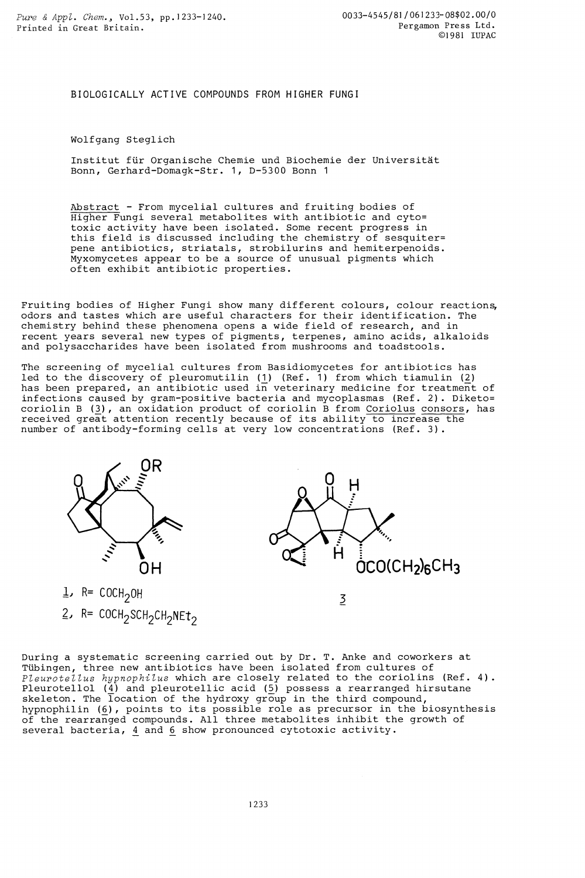# BIOLOGICALLY ACTIVE COMPOUNDS FROM HIGHER FUNGI

Wolfgang Steglich

Institut für Organische Chemie und Biochemie der Universität Bonn, Gerhard-Domagk-Str. 1, D-5300 Bonn 1

Abstract - From mycelial cultures and fruiting bodies of Higher Fungi several metabolites with antibiotic and cyto= toxic activity have been isolated. Some recent progress in this field is discussed including the chemistry of sesquiter= pene antibiotics, striatals, strobilurins and hemiterpenoids. Myxomycetes appear to be a source of unusual pigments which often exhibit antibiotic properties.

Fruiting bodies of Higher Fungi show many different colours, colour reactions, odors and tastes which are useful characters for their identification. The chemistry behind these phenomena opens a wide field of research, and in recent years several new types of pigments, terpenes, amino acids, alkaloids and polysaccharides have been isolated from mushrooms and toadstools.

The screening of mycelial cultures from Basidiomycetes for antibiotics has led to the discovery of pleuromutilin (1) (Ref. 1) from which tiamulin (2) has been prepared, an antibiotic used in veterinary medicine for treatment of infections caused by gram-positive bacteria and mycoplasmas (Ref. 2). Diketo= coriolin B (3), an oxidation product of coriolin B from Coriolus consors, has received great attention recently because of its ability to increase the number of antibody-forming cells at very low concentrations (Ref. 3).

1, R= $COCH_2OH$

2, R= $COCH_2SCH_2CH_2NEt_2$

3 ($OCO(CH_2)_6CH_3$)

During a systematic screening carried out by Dr. T. Anke and coworkers at Tübingen, three new antibiotics have been isolated from cultures of *Pleurotellus hypnophilus* which are closely related to the coriolins (Ref. 4). Pleurotellol (4) and pleurotellic acid (5) possess a rearranged hirsutane skeleton. The location of the hydroxy group in the third compound, hypnophilin (6), points to its possible role as precursor in the biosynthesis of the rearranged compounds. All three metabolites inhibit the growth of several bacteria, 4 and 6 show pronounced cytotoxic activity.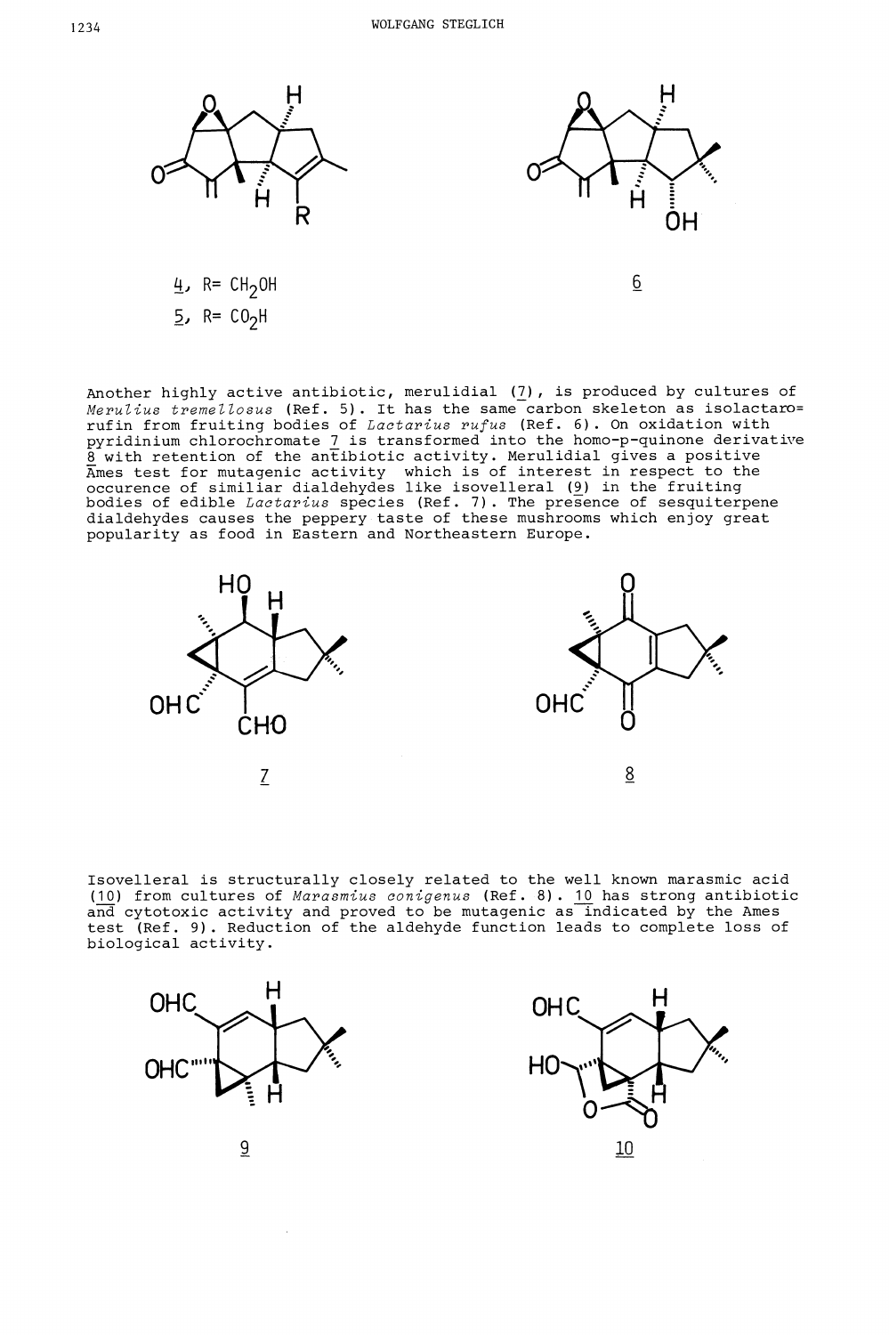4, R= $CH_2OH$

5, R= $CO_2H$

6

Another highly active antibiotic, merulidial (7), is produced by cultures of *Merulius tremellosus* (Ref. 5). It has the same carbon skeleton as isolactarorufin from fruiting bodies of *Lactarius rufus* (Ref. 6). On oxidation with pyridinium chlorochromate 7 is transformed into the homo-p-quinone derivative 8 with retention of the antibiotic activity. Merulidial gives a positive Ames test for mutagenic activity which is of interest in respect to the occurence of similiar dialdehydes like isovelleral (9) in the fruiting bodies of edible *Lactarius* species (Ref. 7). The presence of sesquiterpene dialdehydes causes the peppery taste of these mushrooms which enjoy great popularity as food in Eastern and Northeastern Europe.

7

8

Isovelleral is structurally closely related to the well known marasmic acid (10) from cultures of *Marasmius conigenus* (Ref. 8). 10 has strong antibiotic and cytotoxic activity and proved to be mutagenic as indicated by the Ames test (Ref. 9). Reduction of the aldehyde function leads to complete loss of biological activity.

9

10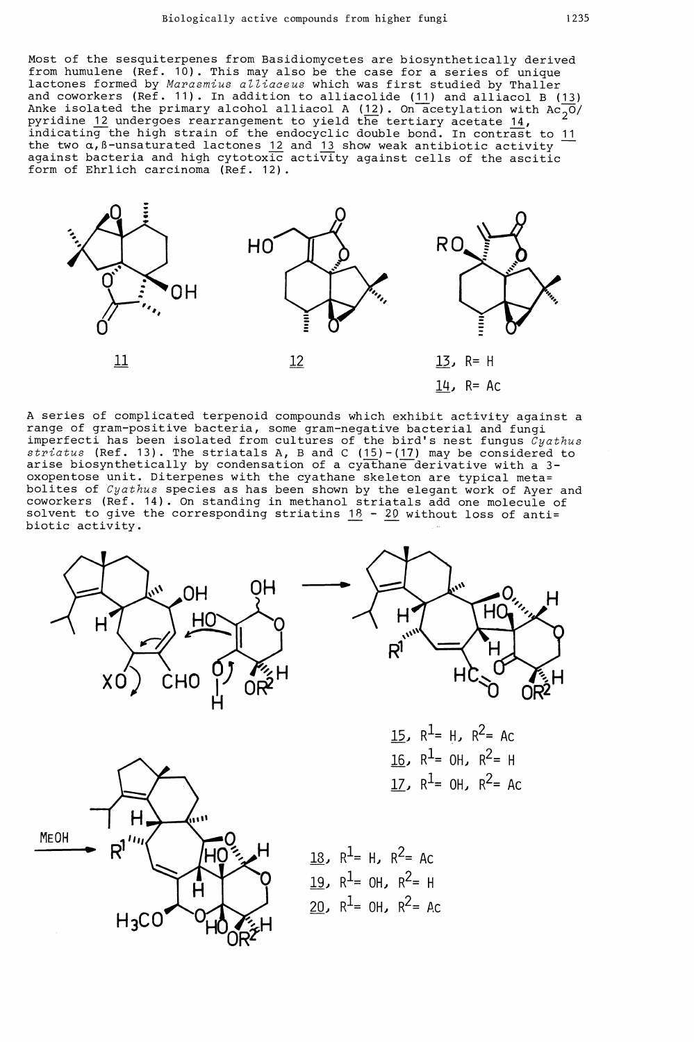Most of the sesquiterpenes from Basidiomycetes are biosynthetically derived from humulene (Ref. 10). This may also be the case for a series of unique lactones formed by *Marasmius alliaceus* which was first studied by Thaller and coworkers (Ref. 11). In addition to alliacolide (11) and alliacol B (13) Anke isolated the primary alcohol alliacol A (12). On acetylation with $Ac_2O$/pyridine 12 undergoes rearrangement to yield the tertiary acetate 14, indicating the high strain of the endocyclic double bond. In contrast to 11 the two α,β-unsaturated lactones 12 and 13 show weak antibiotic activity against bacteria and high cytotoxic activity against cells of the ascitic form of Ehrlich carcinoma (Ref. 12).

11

12

13, R= H

14, R= Ac

A series of complicated terpenoid compounds which exhibit activity against a range of gram-positive bacteria, some gram-negative bacterial and fungi imperfecti has been isolated from cultures of the bird's nest fungus *Cyathus striatus* (Ref. 13). The striatals A, B and C (15)-(17) may be considered to arise biosynthetically by condensation of a cyathane derivative with a 3-oxopentose unit. Diterpenes with the cyathane skeleton are typical metabolites of *Cyathus* species as has been shown by the elegant work of Ayer and coworkers (Ref. 14). On standing in methanol striatals add one molecule of solvent to give the corresponding striatins 18 - 20 without loss of antibiotic activity.

15, $R^1$= H, $R^2$= Ac

16, $R^1$= OH, $R^2$= H

17, $R^1$= OH, $R^2$= Ac

MeOH →

18, $R^1$= H, $R^2$= Ac

19, $R^1$= OH, $R^2$= H

20, $R^1$= OH, $R^2$= Ac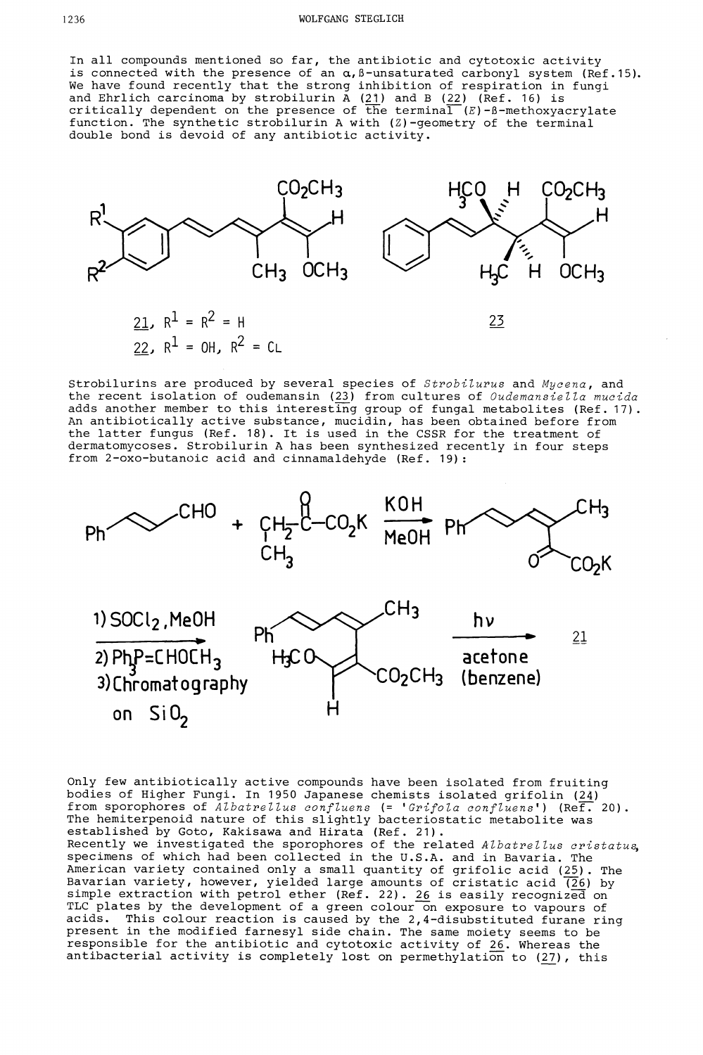In all compounds mentioned so far, the antibiotic and cytotoxic activity is connected with the presence of an α,β-unsaturated carbonyl system (Ref.15). We have found recently that the strong inhibition of respiration in fungi and Ehrlich carcinoma by strobilurin A (21) and B (22) (Ref. 16) is critically dependent on the presence of the terminal (*E*)-β-methoxyacrylate function. The synthetic strobilurin A with (*Z*)-geometry of the terminal double bond is devoid of any antibiotic activity.

21, $R^1 = R^2 = H$

22, $R^1 = OH$, $R^2 = Cl$

23

Strobilurins are produced by several species of *Strobilurus* and *Mycena*, and the recent isolation of oudemansin (23) from cultures of *Oudemansiella mucida* adds another member to this interesting group of fungal metabolites (Ref. 17). An antibiotically active substance, mucidin, has been obtained before from the latter fungus (Ref. 18). It is used in the CSSR for the treatment of dermatomycoses. Strobilurin A has been synthesized recently in four steps from 2-oxo-butanoic acid and cinnamaldehyde (Ref. 19):

1) $SOCl_2$, MeOH
2) $Ph_3P{=}CHOCH_3$
3) Chromatography on $SiO_2$

hν, acetone (benzene) → 21

Only few antibiotically active compounds have been isolated from fruiting bodies of Higher Fungi. In 1950 Japanese chemists isolated grifolin (24) from sporophores of *Albatrellus confluens* (= '*Grifola confluens*') (Ref. 20). The hemiterpenoid nature of this slightly bacteriostatic metabolite was established by Goto, Kakisawa and Hirata (Ref. 21).
Recently we investigated the sporophores of the related *Albatrellus cristatus*, specimens of which had been collected in the U.S.A. and in Bavaria. The American variety contained only a small quantity of grifolic acid (25). The Bavarian variety, however, yielded large amounts of cristatic acid (26) by simple extraction with petrol ether (Ref. 22). 26 is easily recognized on TLC plates by the development of a green colour on exposure to vapours of acids. This colour reaction is caused by the 2,4-disubstituted furane ring present in the modified farnesyl side chain. The same moiety seems to be responsible for the antibiotic and cytotoxic activity of 26. Whereas the antibacterial activity is completely lost on permethylation to (27), this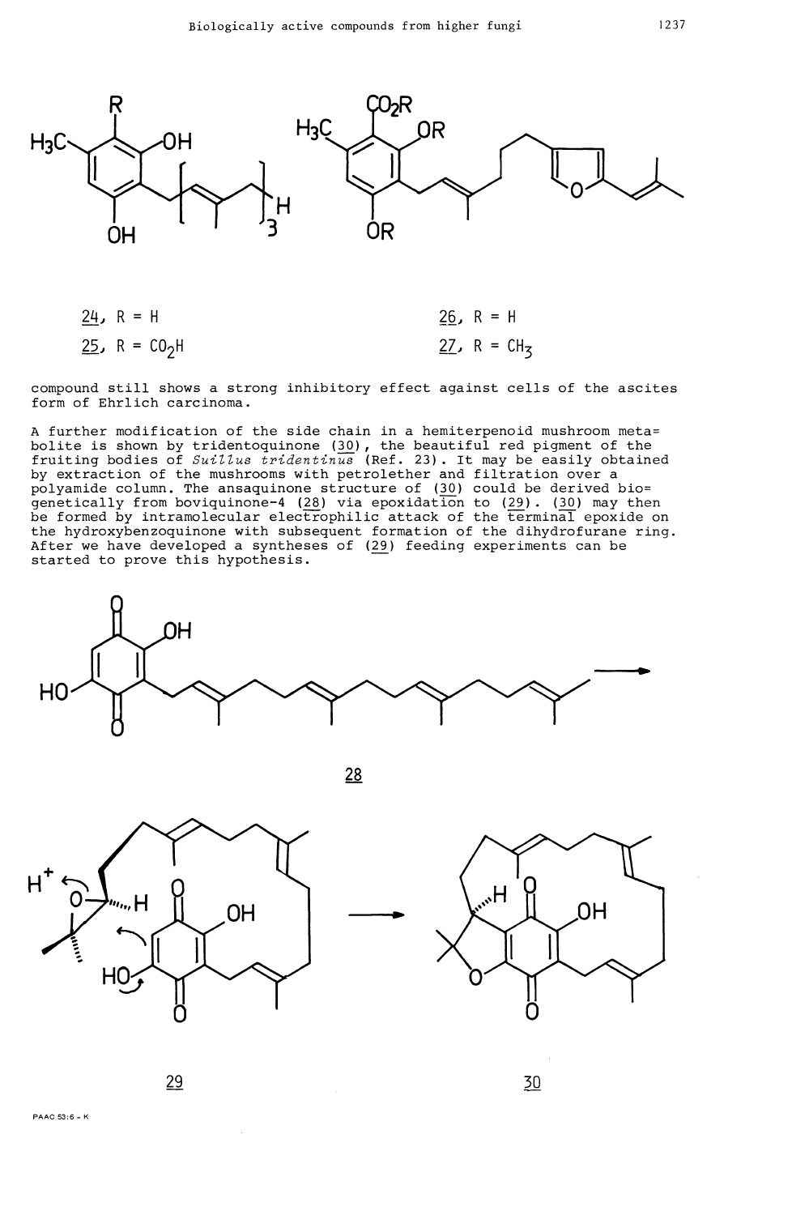24, R = H

25, R = $CO_2H$

26, R = H

27, R = $CH_3$

compound still shows a strong inhibitory effect against cells of the ascites form of Ehrlich carcinoma.

A further modification of the side chain in a hemiterpenoid mushroom meta= bolite is shown by tridentoquinone (30), the beautiful red pigment of the fruiting bodies of *Suillus tridentinus* (Ref. 23). It may be easily obtained by extraction of the mushrooms with petrolether and filtration over a polyamide column. The ansaquinone structure of (30) could be derived bio= genetically from boviquinone-4 (28) via epoxidation to (29). (30) may then be formed by intramolecular electrophilic attack of the terminal epoxide on the hydroxybenzoquinone with subsequent formation of the dihydrofurane ring. After we have developed a syntheses of (29) feeding experiments can be started to prove this hypothesis.

28

29

30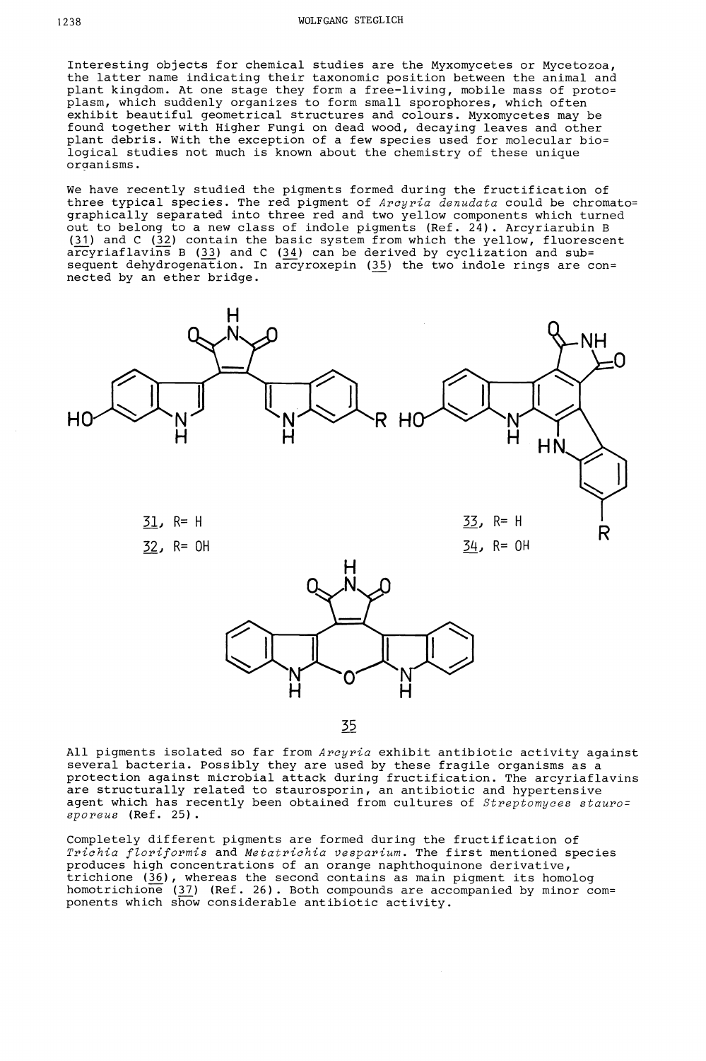Interesting objects for chemical studies are the Myxomycetes or Mycetozoa, the latter name indicating their taxonomic position between the animal and plant kingdom. At one stage they form a free-living, mobile mass of protoplasm, which suddenly organizes to form small sporophores, which often exhibit beautiful geometrical structures and colours. Myxomycetes may be found together with Higher Fungi on dead wood, decaying leaves and other plant debris. With the exception of a few species used for molecular biological studies not much is known about the chemistry of these unique organisms.

We have recently studied the pigments formed during the fructification of three typical species. The red pigment of *Arcyria denudata* could be chromatographically separated into three red and two yellow components which turned out to belong to a new class of indole pigments (Ref. 24). Arcyriarubin B (31) and C (32) contain the basic system from which the yellow, fluorescent arcyriaflavins B (33) and C (34) can be derived by cyclization and subsequent dehydrogenation. In arcyroxepin (35) the two indole rings are connected by an ether bridge.

31, R= H

32, R= OH

33, R= H

34, R= OH

35

All pigments isolated so far from *Arcyria* exhibit antibiotic activity against several bacteria. Possibly they are used by these fragile organisms as a protection against microbial attack during fructification. The arcyriaflavins are structurally related to staurosporin, an antibiotic and hypertensive agent which has recently been obtained from cultures of *Streptomyces staurosporeus* (Ref. 25).

Completely different pigments are formed during the fructification of *Trichia floriformis* and *Metatrichia vesparium*. The first mentioned species produces high concentrations of an orange naphthoquinone derivative, trichione (36), whereas the second contains as main pigment its homolog homotrichione (37) (Ref. 26). Both compounds are accompanied by minor components which show considerable antibiotic activity.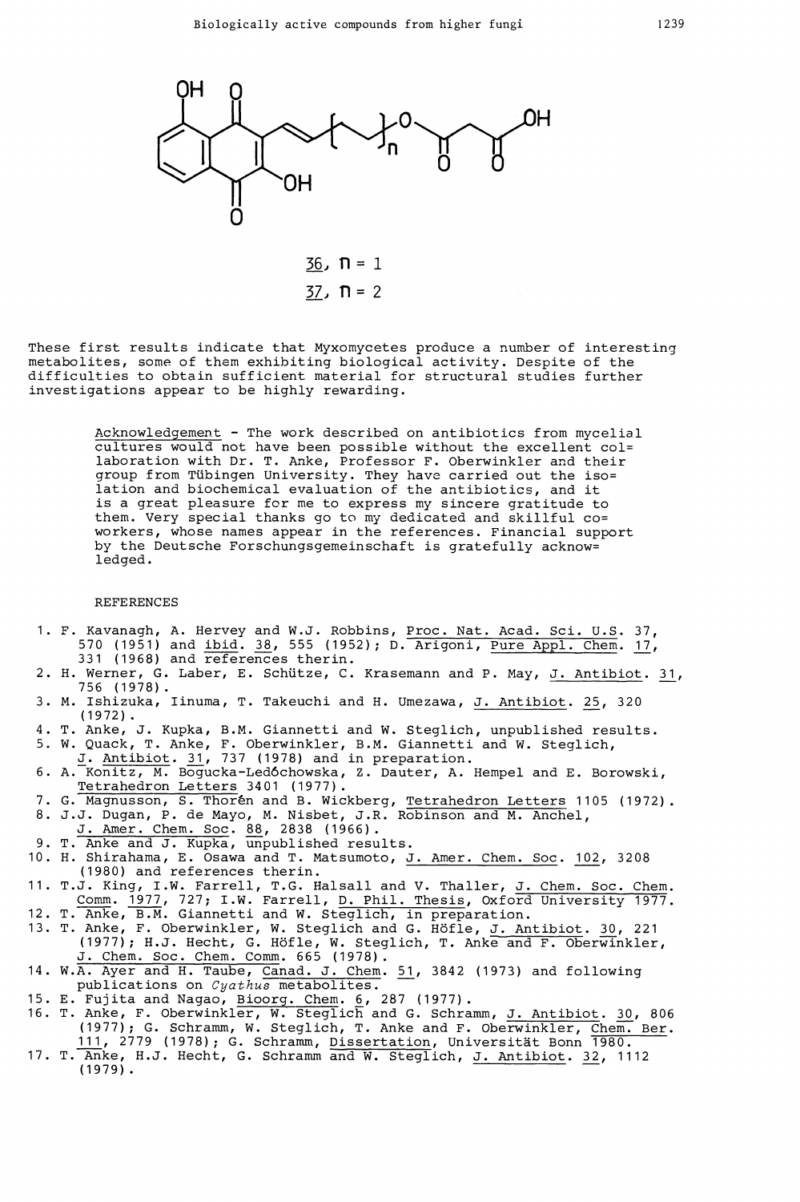36, n = 1

37, n = 2

These first results indicate that Myxomycetes produce a number of interesting metabolites, some of them exhibiting biological activity. Despite of the difficulties to obtain sufficient material for structural studies further investigations appear to be highly rewarding.

Acknowledgement - The work described on antibiotics from mycelial cultures would not have been possible without the excellent col= laboration with Dr. T. Anke, Professor F. Oberwinkler and their group from Tübingen University. They have carried out the iso= lation and biochemical evaluation of the antibiotics, and it is a great pleasure for me to express my sincere gratitude to them. Very special thanks go to my dedicated and skillful co= workers, whose names appear in the references. Financial support by the Deutsche Forschungsgemeinschaft is gratefully acknow= ledged.

## REFERENCES

1. F. Kavanagh, A. Hervey and W.J. Robbins, Proc. Nat. Acad. Sci. U.S. 37, 570 (1951) and ibid. 38, 555 (1952); D. Arigoni, Pure Appl. Chem. 17, 331 (1968) and references therin.
2. H. Werner, G. Laber, E. Schütze, C. Krasemann and P. May, J. Antibiot. 31, 756 (1978).
3. M. Ishizuka, Iinuma, T. Takeuchi and H. Umezawa, J. Antibiot. 25, 320 (1972).
4. T. Anke, J. Kupka, B.M. Giannetti and W. Steglich, unpublished results.
5. W. Quack, T. Anke, F. Oberwinkler, B.M. Giannetti and W. Steglich, J. Antibiot. 31, 737 (1978) and in preparation.
6. A. Konitz, M. Bogucka-Ledóchowska, Z. Dauter, A. Hempel and E. Borowski, Tetrahedron Letters 3401 (1977).
7. G. Magnusson, S. Thorén and B. Wickberg, Tetrahedron Letters 1105 (1972).
8. J.J. Dugan, P. de Mayo, M. Nisbet, J.R. Robinson and M. Anchel, J. Amer. Chem. Soc. 88, 2838 (1966).
9. T. Anke and J. Kupka, unpublished results.
10. H. Shirahama, E. Osawa and T. Matsumoto, J. Amer. Chem. Soc. 102, 3208 (1980) and references therin.
11. T.J. King, I.W. Farrell, T.G. Halsall and V. Thaller, J. Chem. Soc. Chem. Comm. 1977, 727; I.W. Farrell, D. Phil. Thesis, Oxford University 1977.
12. T. Anke, B.M. Giannetti and W. Steglich, in preparation.
13. T. Anke, F. Oberwinkler, W. Steglich and G. Höfle, J. Antibiot. 30, 221 (1977); H.J. Hecht, G. Höfle, W. Steglich, T. Anke and F. Oberwinkler, J. Chem. Soc. Chem. Comm. 665 (1978).
14. W.A. Ayer and H. Taube, Canad. J. Chem. 51, 3842 (1973) and following publications on *Cyathus* metabolites.
15. E. Fujita and Nagao, Bioorg. Chem. 6, 287 (1977).
16. T. Anke, F. Oberwinkler, W. Steglich and G. Schramm, J. Antibiot. 30, 806 (1977); G. Schramm, W. Steglich, T. Anke and F. Oberwinkler, Chem. Ber. 111, 2779 (1978); G. Schramm, Dissertation, Universität Bonn 1980.
17. T. Anke, H.J. Hecht, G. Schramm and W. Steglich, J. Antibiot. 32, 1112 (1979).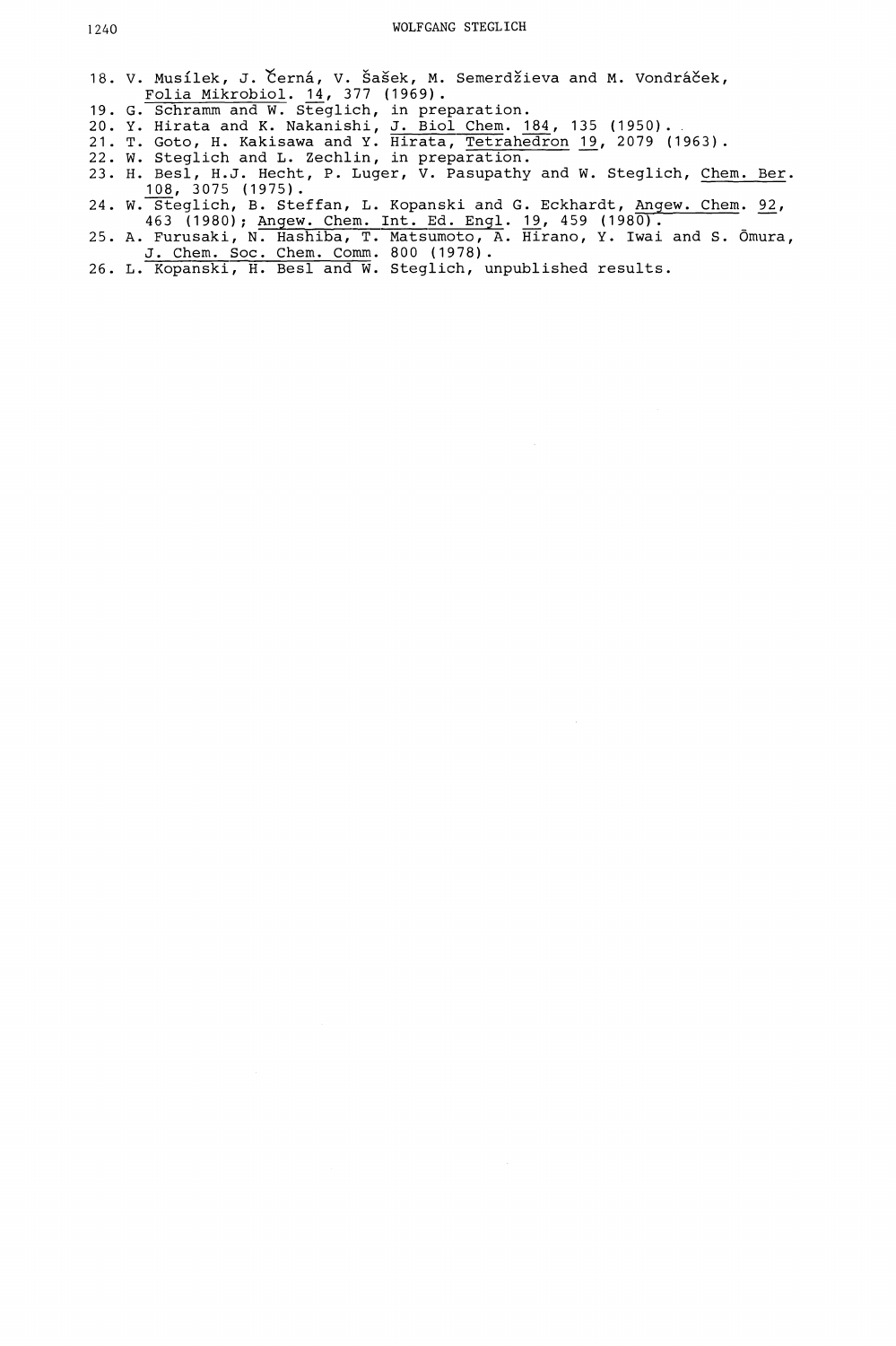18. V. Musílek, J. Černá, V. Šašek, M. Semerdžieva and M. Vondráček, Folia Mikrobiol. 14, 377 (1969).
19. G. Schramm and W. Steglich, in preparation.
20. Y. Hirata and K. Nakanishi, J. Biol Chem. 184, 135 (1950).
21. T. Goto, H. Kakisawa and Y. Hirata, Tetrahedron 19, 2079 (1963).
22. W. Steglich and L. Zechlin, in preparation.
23. H. Besl, H.J. Hecht, P. Luger, V. Pasupathy and W. Steglich, Chem. Ber. 108, 3075 (1975).
24. W. Steglich, B. Steffan, L. Kopanski and G. Eckhardt, Angew. Chem. 92, 463 (1980); Angew. Chem. Int. Ed. Engl. 19, 459 (1980).
25. A. Furusaki, N. Hashiba, T. Matsumoto, A. Hirano, Y. Iwai and S. Ōmura, J. Chem. Soc. Chem. Comm. 800 (1978).
26. L. Kopanski, H. Besl and W. Steglich, unpublished results.